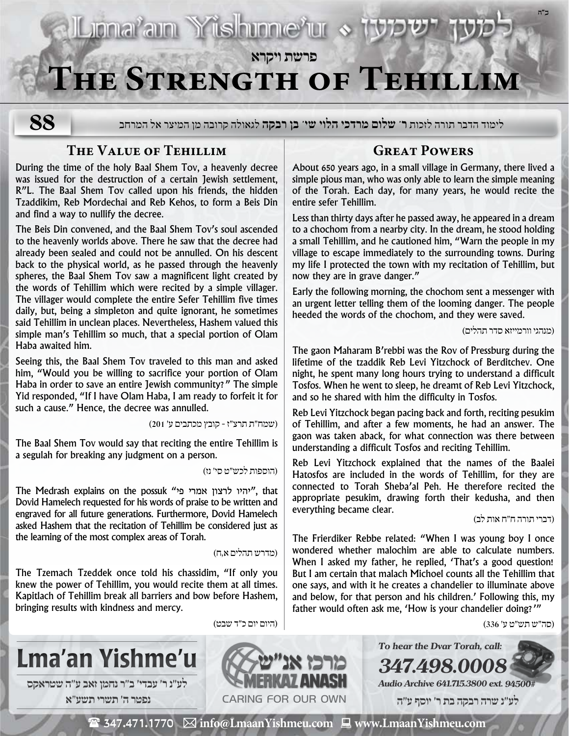# פרשת ויקרא

# The Strength of Tehillim

88

לימוד הדבר תורה לזכות ר׳ **שלום מרדכי הלוי שי׳ בן רבקה** לגאולה קרובה מן המיצר אל המרחב

## The Value of Tehillim

During the time of the holy Baal Shem Tov, a heavenly decree was issued for the destruction of a certain Jewish settlement, R"L. The Baal Shem Tov called upon his friends, the hidden Tzaddikim, Reb Mordechai and Reb Kehos, to form a Beis Din and find a way to nullify the decree.

The Beis Din convened, and the Baal Shem Tov's soul ascended to the heavenly worlds above. There he saw that the decree had already been sealed and could not be annulled. On his descent back to the physical world, as he passed through the heavenly spheres, the Baal Shem Tov saw a magnificent light created by the words of Tehillim which were recited by a simple villager. The villager would complete the entire Sefer Tehillim five times daily, but, being a simpleton and quite ignorant, he sometimes said Tehillim in unclean places. Nevertheless, Hashem valued this simple man's Tehillim so much, that a special portion of Olam Haba awaited him.

Seeing this, the Baal Shem Tov traveled to this man and asked him, "Would you be willing to sacrifice your portion of Olam Haba in order to save an entire Jewish community?" The simple Yid responded, "If I have Olam Haba, I am ready to forfeit it for such a cause." Hence, the decree was annulled.

(שמח"ת תרצ"ז - קובץ מכתבים ע׳ 201)

The Baal Shem Tov would say that reciting the entire Tehillim is a segulah for breaking any judgment on a person.

(הוספות לכש"ט סי׳ נז)

The Medrash explains on the possuk "יהיו לרצון אמרי פי", that Dovid Hamelech requested for his words of praise to be written and engraved for all future generations. Furthermore, Dovid Hamelech asked Hashem that the recitation of Tehillim be considered just as the learning of the most complex areas of Torah.

(מדרש תהלים א,ח)

The Tzemach Tzeddek once told his chassidim, "If only you knew the power of Tehillim, you would recite them at all times. Kapitlach of Tehillim break all barriers and bow before Hashem, bringing results with kindness and mercy.

(היום יום כ"ד שבט)

## Great Powers

About 650 years ago, in a small village in Germany, there lived a simple pious man, who was only able to learn the simple meaning of the Torah. Each day, for many years, he would recite the entire sefer Tehillim.

Less than thirty days after he passed away, he appeared in a dream to a chochom from a nearby city. In the dream, he stood holding a small Tehillim, and he cautioned him, "Warn the people in my village to escape immediately to the surrounding towns. During my life I protected the town with my recitation of Tehillim, but now they are in grave danger."

Early the following morning, the chochom sent a messenger with an urgent letter telling them of the looming danger. The people heeded the words of the chochom, and they were saved.

(מנהגי וורמייזא סדר תהלים)

The gaon Maharam B'rebbi was the Rov of Pressburg during the lifetime of the tzaddik Reb Levi Yitzchock of Berditchev. One night, he spent many long hours trying to understand a difficult Tosfos. When he went to sleep, he dreamt of Reb Levi Yitzchock, and so he shared with him the difficulty in Tosfos.

Reb Levi Yitzchock began pacing back and forth, reciting pesukim of Tehillim, and after a few moments, he had an answer. The gaon was taken aback, for what connection was there between understanding a difficult Tosfos and reciting Tehillim.

Reb Levi Yitzchock explained that the names of the Baalei Hatosfos are included in the words of Tehillim, for they are connected to Torah Sheba'al Peh. He therefore recited the appropriate pesukim, drawing forth their kedusha, and then everything became clear.

(דברי תורה ח"ח אות לב)

The Frierdiker Rebbe related: "When I was young boy I once wondered whether malochim are able to calculate numbers. When I asked my father, he replied, 'That's a good question! But I am certain that malach Michoel counts all the Tehillim that one says, and with it he creates a chandelier to illuminate above and below, for that person and his children.' Following this, my father would often ask me, 'How is your chandelier doing?'"

(סה"ש תש"ט ע׳ 336)

**Lma'an Yishme'u**

לע"נ ר׳ עבדי׳ ב"ר נחמן זאב ע"ה שטראקס
נפטר ה׳ תשרי תשע"א

מרכז אנ"ש MERKAZ ANASH — CARING FOR OUR OWN

*To hear the Dvar Torah, call:* ***347.498.0008***
*Audio Archive 641.715.3800 ext. 94500#*

לע"נ שרה רבקה בת ר׳ יוסף ע"ה

347.471.1770 | info@LmaanYishmeu.com | www.LmaanYishmeu.com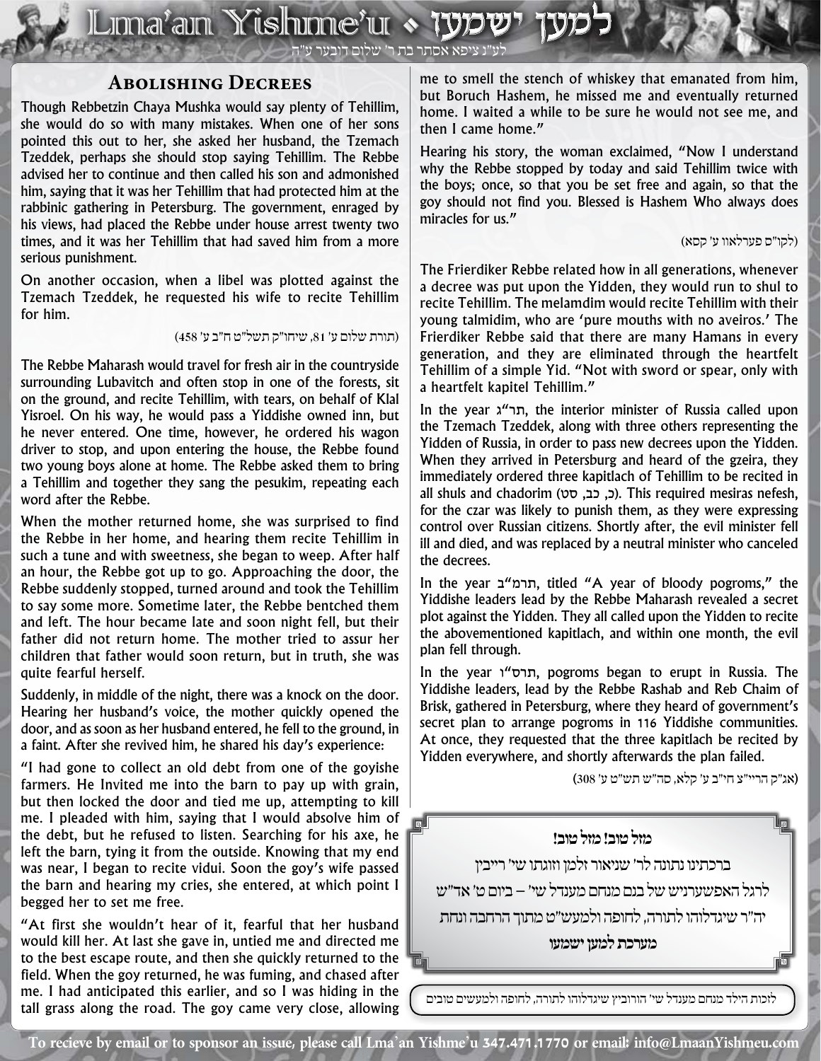## Abolishing Decrees

Though Rebbetzin Chaya Mushka would say plenty of Tehillim, she would do so with many mistakes. When one of her sons pointed this out to her, she asked her husband, the Tzemach Tzeddek, perhaps she should stop saying Tehillim. The Rebbe advised her to continue and then called his son and admonished him, saying that it was her Tehillim that had protected him at the rabbinic gathering in Petersburg. The government, enraged by his views, had placed the Rebbe under house arrest twenty two times, and it was her Tehillim that had saved him from a more serious punishment.

On another occasion, when a libel was plotted against the Tzemach Tzeddek, he requested his wife to recite Tehillim for him.

(תורת שלום ע' 81, שיחו"ק תשל"ט ח"ב ע' 458)

The Rebbe Maharash would travel for fresh air in the countryside surrounding Lubavitch and often stop in one of the forests, sit on the ground, and recite Tehillim, with tears, on behalf of Klal Yisroel. On his way, he would pass a Yiddishe owned inn, but he never entered. One time, however, he ordered his wagon driver to stop, and upon entering the house, the Rebbe found two young boys alone at home. The Rebbe asked them to bring a Tehillim and together they sang the pesukim, repeating each word after the Rebbe.

When the mother returned home, she was surprised to find the Rebbe in her home, and hearing them recite Tehillim in such a tune and with sweetness, she began to weep. After half an hour, the Rebbe got up to go. Approaching the door, the Rebbe suddenly stopped, turned around and took the Tehillim to say some more. Sometime later, the Rebbe bentched them and left. The hour became late and soon night fell, but their father did not return home. The mother tried to assur her children that father would soon return, but in truth, she was quite fearful herself.

Suddenly, in middle of the night, there was a knock on the door. Hearing her husband's voice, the mother quickly opened the door, and as soon as her husband entered, he fell to the ground, in a faint. After she revived him, he shared his day's experience:

"I had gone to collect an old debt from one of the goyishe farmers. He Invited me into the barn to pay up with grain, but then locked the door and tied me up, attempting to kill me. I pleaded with him, saying that I would absolve him of the debt, but he refused to listen. Searching for his axe, he left the barn, tying it from the outside. Knowing that my end was near, I began to recite vidui. Soon the goy's wife passed the barn and hearing my cries, she entered, at which point I begged her to set me free.

"At first she wouldn't hear of it, fearful that her husband would kill her. At last she gave in, untied me and directed me to the best escape route, and then she quickly returned to the field. When the goy returned, he was fuming, and chased after me. I had anticipated this earlier, and so I was hiding in the tall grass along the road. The goy came very close, allowing me to smell the stench of whiskey that emanated from him, but Boruch Hashem, he missed me and eventually returned home. I waited a while to be sure he would not see me, and then I came home."

Hearing his story, the woman exclaimed, "Now I understand why the Rebbe stopped by today and said Tehillim twice with the boys; once, so that you be set free and again, so that the goy should not find you. Blessed is Hashem Who always does miracles for us."

(לקו"ס פערלאוו ע' קסא)

The Frierdiker Rebbe related how in all generations, whenever a decree was put upon the Yidden, they would run to shul to recite Tehillim. The melamdim would recite Tehillim with their young talmidim, who are 'pure mouths with no aveiros.' The Frierdiker Rebbe said that there are many Hamans in every generation, and they are eliminated through the heartfelt Tehillim of a simple Yid. "Not with sword or spear, only with a heartfelt kapitel Tehillim."

In the year תר"ג, the interior minister of Russia called upon the Tzemach Tzeddek, along with three others representing the Yidden of Russia, in order to pass new decrees upon the Yidden. When they arrived in Petersburg and heard of the gzeira, they immediately ordered three kapitlach of Tehillim to be recited in all shuls and chadorim (כ, כב, סט). This required mesiras nefesh, for the czar was likely to punish them, as they were expressing control over Russian citizens. Shortly after, the evil minister fell ill and died, and was replaced by a neutral minister who canceled the decrees.

In the year תרמ"ב, titled "A year of bloody pogroms," the Yiddishe leaders lead by the Rebbe Maharash revealed a secret plot against the Yidden. They all called upon the Yidden to recite the abovementioned kapitlach, and within one month, the evil plan fell through.

In the year תרס"ו, pogroms began to erupt in Russia. The Yiddishe leaders, lead by the Rebbe Rashab and Reb Chaim of Brisk, gathered in Petersburg, where they heard of government's secret plan to arrange pogroms in 116 Yiddishe communities. At once, they requested that the three kapitlach be recited by Yidden everywhere, and shortly afterwards the plan failed.

(אג"ק הריי"צ ח"ב ע' קלא, סה"ש תש"ט ע' 308)

**מזל טוב! מזל טוב!**

ברכתינו נתונה לר' שניאור זלמן וזוגתו שי' רייבין

לרגל האפשערניש של בנם מנחם מענדל שי' – ביום ט' אד"ש

יה"ר שיגדלוהו לתורה, לחופה ולמעש"ט מתוך הרחבה ונחת

**מערכת למען ישמעו**

לזכות הילד מנחם מענדל שי' הורוביץ שיגדלוהו לתורה, לחופה ולמעשים טובים